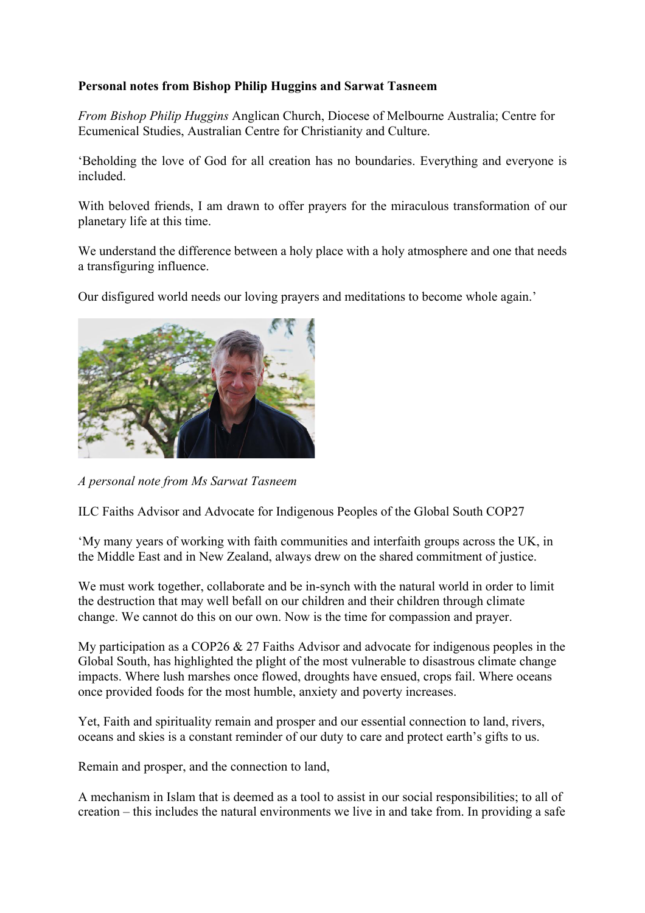**Personal notes from Bishop Philip Huggins and Sarwat Tasneem**

*From Bishop Philip Huggins* Anglican Church, Diocese of Melbourne Australia; Centre for Ecumenical Studies, Australian Centre for Christianity and Culture.

'Beholding the love of God for all creation has no boundaries. Everything and everyone is included.

With beloved friends, I am drawn to offer prayers for the miraculous transformation of our planetary life at this time.

We understand the difference between a holy place with a holy atmosphere and one that needs a transfiguring influence.

Our disfigured world needs our loving prayers and meditations to become whole again.'

*A personal note from Ms Sarwat Tasneem*

ILC Faiths Advisor and Advocate for Indigenous Peoples of the Global South COP27

'My many years of working with faith communities and interfaith groups across the UK, in the Middle East and in New Zealand, always drew on the shared commitment of justice.

We must work together, collaborate and be in-synch with the natural world in order to limit the destruction that may well befall on our children and their children through climate change. We cannot do this on our own. Now is the time for compassion and prayer.

My participation as a COP26 & 27 Faiths Advisor and advocate for indigenous peoples in the Global South, has highlighted the plight of the most vulnerable to disastrous climate change impacts. Where lush marshes once flowed, droughts have ensued, crops fail. Where oceans once provided foods for the most humble, anxiety and poverty increases.

Yet, Faith and spirituality remain and prosper and our essential connection to land, rivers, oceans and skies is a constant reminder of our duty to care and protect earth's gifts to us.

Remain and prosper, and the connection to land,

A mechanism in Islam that is deemed as a tool to assist in our social responsibilities; to all of creation – this includes the natural environments we live in and take from. In providing a safe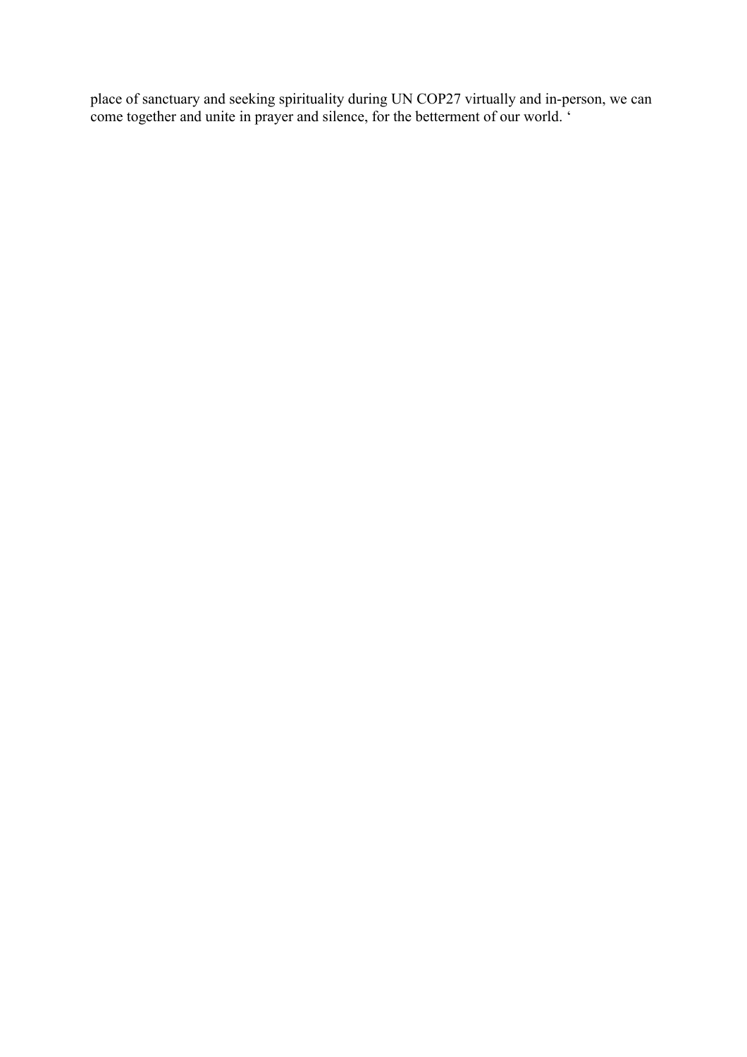place of sanctuary and seeking spirituality during UN COP27 virtually and in-person, we can come together and unite in prayer and silence, for the betterment of our world. ‘